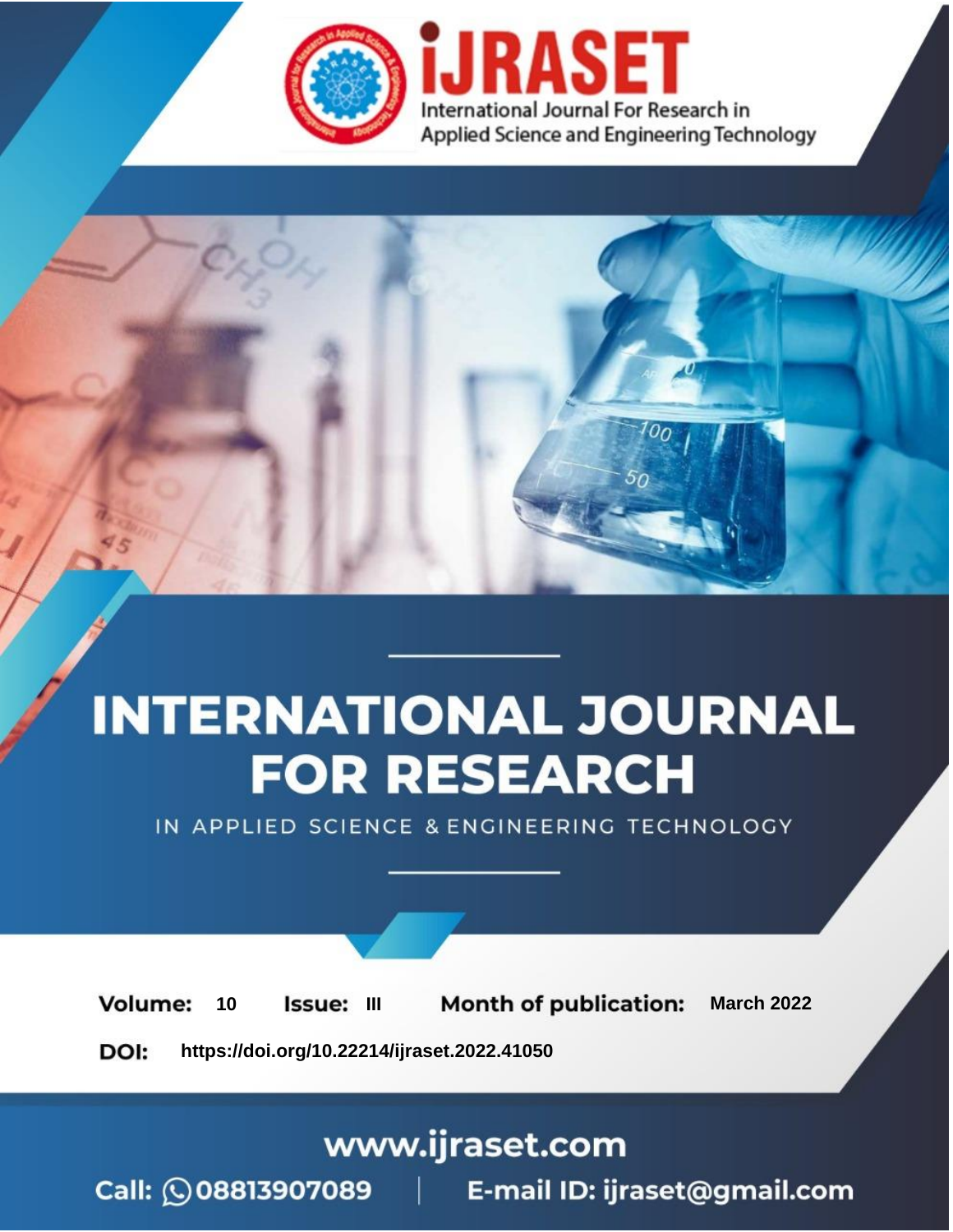# INTERNATIONAL JOURNAL FOR RESEARCH

IN APPLIED SCIENCE & ENGINEERING TECHNOLOGY

**Volume:** 10 **Issue:** III **Month of publication:** March 2022

**DOI:** https://doi.org/10.22214/ijraset.2022.41050

www.ijraset.com

Call: 08813907089 | E-mail ID: ijraset@gmail.com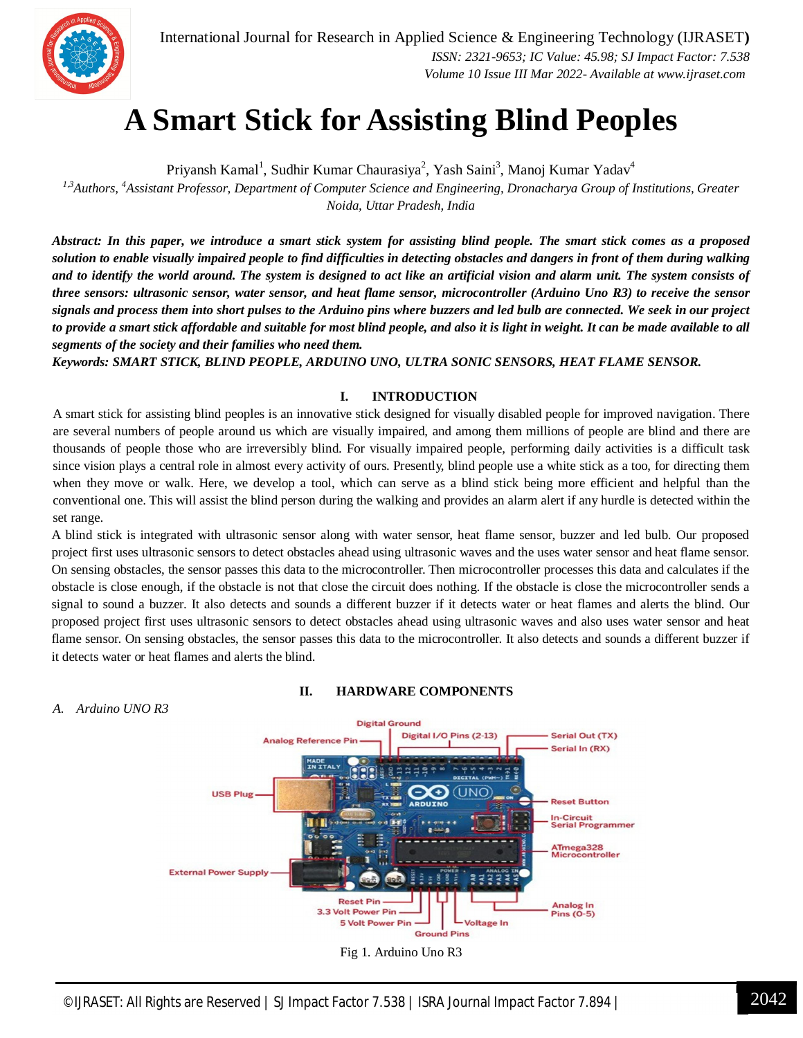# A Smart Stick for Assisting Blind Peoples

Priyansh Kamal[1], Sudhir Kumar Chaurasiya[2], Yash Saini[3], Manoj Kumar Yadav[4]

*[1,3]Authors, [4]Assistant Professor, Department of Computer Science and Engineering, Dronacharya Group of Institutions, Greater Noida, Uttar Pradesh, India*

***Abstract:** In this paper, we introduce a smart stick system for assisting blind people. The smart stick comes as a proposed solution to enable visually impaired people to find difficulties in detecting obstacles and dangers in front of them during walking and to identify the world around. The system is designed to act like an artificial vision and alarm unit. The system consists of three sensors: ultrasonic sensor, water sensor, and heat flame sensor, microcontroller (Arduino Uno R3) to receive the sensor signals and process them into short pulses to the Arduino pins where buzzers and led bulb are connected. We seek in our project to provide a smart stick affordable and suitable for most blind people, and also it is light in weight. It can be made available to all segments of the society and their families who need them.*

***Keywords:** SMART STICK, BLIND PEOPLE, ARDUINO UNO, ULTRA SONIC SENSORS, HEAT FLAME SENSOR.*

## I. INTRODUCTION

A smart stick for assisting blind peoples is an innovative stick designed for visually disabled people for improved navigation. There are several numbers of people around us which are visually impaired, and among them millions of people are blind and there are thousands of people those who are irreversibly blind. For visually impaired people, performing daily activities is a difficult task since vision plays a central role in almost every activity of ours. Presently, blind people use a white stick as a too, for directing them when they move or walk. Here, we develop a tool, which can serve as a blind stick being more efficient and helpful than the conventional one. This will assist the blind person during the walking and provides an alarm alert if any hurdle is detected within the set range.

A blind stick is integrated with ultrasonic sensor along with water sensor, heat flame sensor, buzzer and led bulb. Our proposed project first uses ultrasonic sensors to detect obstacles ahead using ultrasonic waves and the uses water sensor and heat flame sensor. On sensing obstacles, the sensor passes this data to the microcontroller. Then microcontroller processes this data and calculates if the obstacle is close enough, if the obstacle is not that close the circuit does nothing. If the obstacle is close the microcontroller sends a signal to sound a buzzer. It also detects and sounds a different buzzer if it detects water or heat flames and alerts the blind. Our proposed project first uses ultrasonic sensors to detect obstacles ahead using ultrasonic waves and also uses water sensor and heat flame sensor. On sensing obstacles, the sensor passes this data to the microcontroller. It also detects and sounds a different buzzer if it detects water or heat flames and alerts the blind.

## II. HARDWARE COMPONENTS

### *A. Arduino UNO R3*

Fig 1. Arduino Uno R3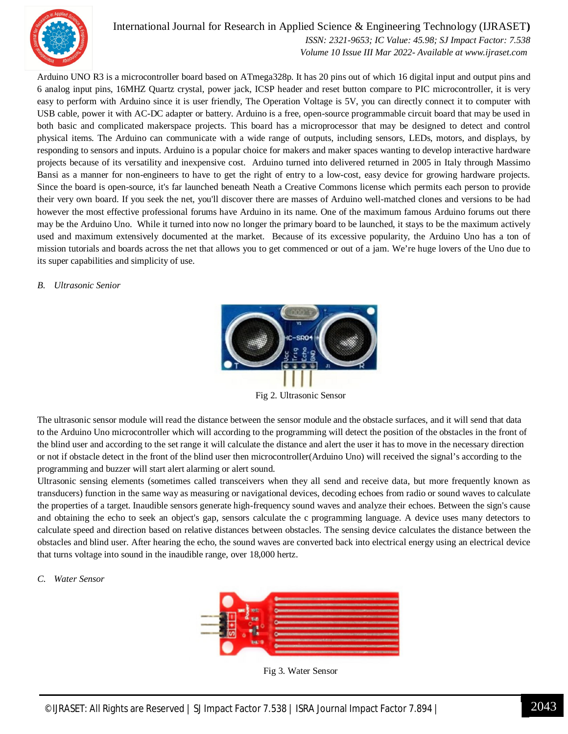Arduino UNO R3 is a microcontroller board based on ATmega328p. It has 20 pins out of which 16 digital input and output pins and 6 analog input pins, 16MHZ Quartz crystal, power jack, ICSP header and reset button compare to PIC microcontroller, it is very easy to perform with Arduino since it is user friendly, The Operation Voltage is 5V, you can directly connect it to computer with USB cable, power it with AC-DC adapter or battery. Arduino is a free, open-source programmable circuit board that may be used in both basic and complicated makerspace projects. This board has a microprocessor that may be designed to detect and control physical items. The Arduino can communicate with a wide range of outputs, including sensors, LEDs, motors, and displays, by responding to sensors and inputs. Arduino is a popular choice for makers and maker spaces wanting to develop interactive hardware projects because of its versatility and inexpensive cost. Arduino turned into delivered returned in 2005 in Italy through Massimo Bansi as a manner for non-engineers to have to get the right of entry to a low-cost, easy device for growing hardware projects. Since the board is open-source, it's far launched beneath Neath a Creative Commons license which permits each person to provide their very own board. If you seek the net, you'll discover there are masses of Arduino well-matched clones and versions to be had however the most effective professional forums have Arduino in its name. One of the maximum famous Arduino forums out there may be the Arduino Uno. While it turned into now no longer the primary board to be launched, it stays to be the maximum actively used and maximum extensively documented at the market. Because of its excessive popularity, the Arduino Uno has a ton of mission tutorials and boards across the net that allows you to get commenced or out of a jam. We're huge lovers of the Uno due to its super capabilities and simplicity of use.

### *B. Ultrasonic Senior*

Fig 2. Ultrasonic Sensor

The ultrasonic sensor module will read the distance between the sensor module and the obstacle surfaces, and it will send that data to the Arduino Uno microcontroller which will according to the programming will detect the position of the obstacles in the front of the blind user and according to the set range it will calculate the distance and alert the user it has to move in the necessary direction or not if obstacle detect in the front of the blind user then microcontroller(Arduino Uno) will received the signal's according to the programming and buzzer will start alert alarming or alert sound.

Ultrasonic sensing elements (sometimes called transceivers when they all send and receive data, but more frequently known as transducers) function in the same way as measuring or navigational devices, decoding echoes from radio or sound waves to calculate the properties of a target. Inaudible sensors generate high-frequency sound waves and analyze their echoes. Between the sign's cause and obtaining the echo to seek an object's gap, sensors calculate the c programming language. A device uses many detectors to calculate speed and direction based on relative distances between obstacles. The sensing device calculates the distance between the obstacles and blind user. After hearing the echo, the sound waves are converted back into electrical energy using an electrical device that turns voltage into sound in the inaudible range, over 18,000 hertz.

### *C. Water Sensor*

Fig 3. Water Sensor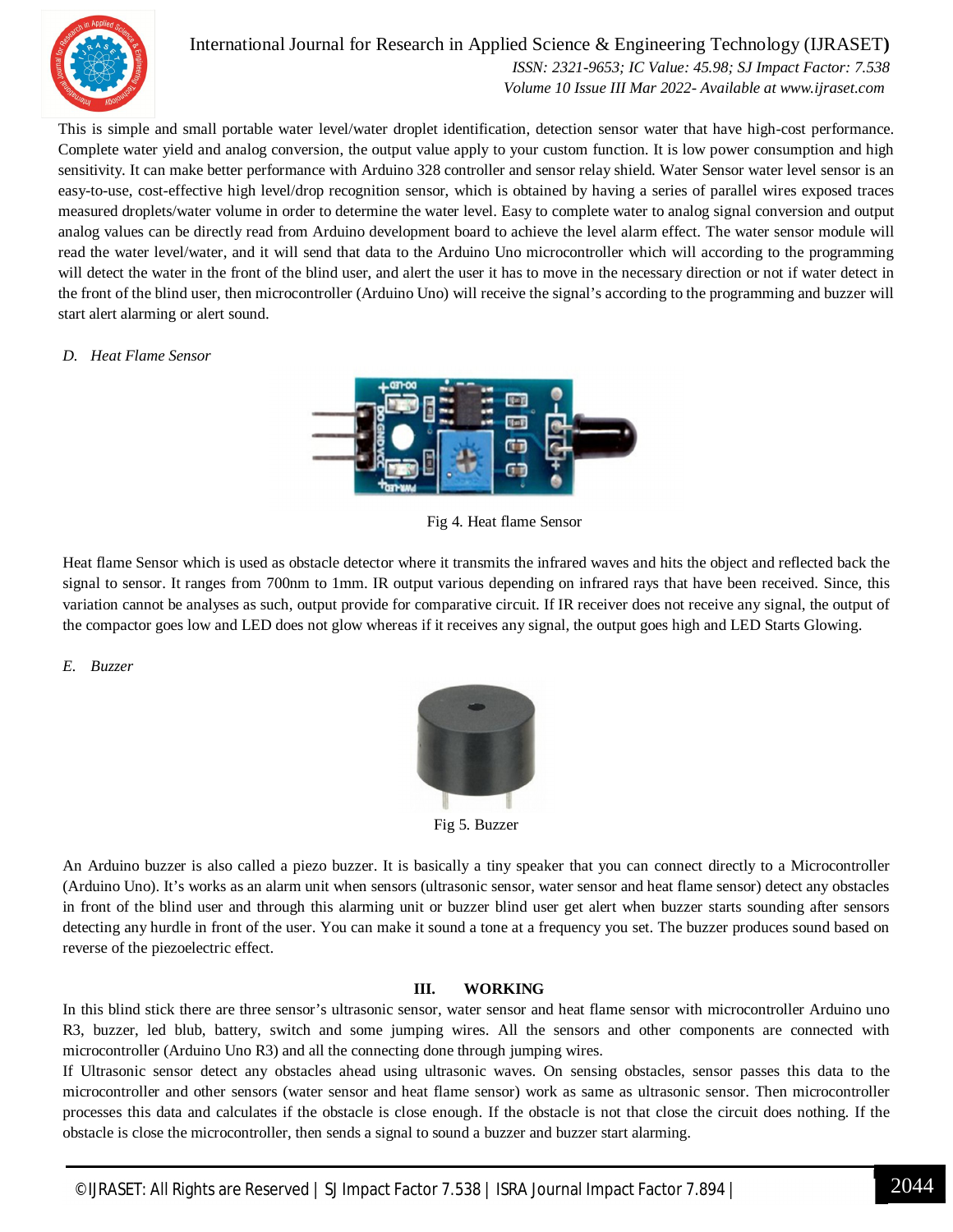This is simple and small portable water level/water droplet identification, detection sensor water that have high-cost performance. Complete water yield and analog conversion, the output value apply to your custom function. It is low power consumption and high sensitivity. It can make better performance with Arduino 328 controller and sensor relay shield. Water Sensor water level sensor is an easy-to-use, cost-effective high level/drop recognition sensor, which is obtained by having a series of parallel wires exposed traces measured droplets/water volume in order to determine the water level. Easy to complete water to analog signal conversion and output analog values can be directly read from Arduino development board to achieve the level alarm effect. The water sensor module will read the water level/water, and it will send that data to the Arduino Uno microcontroller which will according to the programming will detect the water in the front of the blind user, and alert the user it has to move in the necessary direction or not if water detect in the front of the blind user, then microcontroller (Arduino Uno) will receive the signal's according to the programming and buzzer will start alert alarming or alert sound.

### *D. Heat Flame Sensor*

Fig 4. Heat flame Sensor

Heat flame Sensor which is used as obstacle detector where it transmits the infrared waves and hits the object and reflected back the signal to sensor. It ranges from 700nm to 1mm. IR output various depending on infrared rays that have been received. Since, this variation cannot be analyses as such, output provide for comparative circuit. If IR receiver does not receive any signal, the output of the compactor goes low and LED does not glow whereas if it receives any signal, the output goes high and LED Starts Glowing.

### *E. Buzzer*

Fig 5. Buzzer

An Arduino buzzer is also called a piezo buzzer. It is basically a tiny speaker that you can connect directly to a Microcontroller (Arduino Uno). It's works as an alarm unit when sensors (ultrasonic sensor, water sensor and heat flame sensor) detect any obstacles in front of the blind user and through this alarming unit or buzzer blind user get alert when buzzer starts sounding after sensors detecting any hurdle in front of the user. You can make it sound a tone at a frequency you set. The buzzer produces sound based on reverse of the piezoelectric effect.

## III. WORKING

In this blind stick there are three sensor's ultrasonic sensor, water sensor and heat flame sensor with microcontroller Arduino uno R3, buzzer, led blub, battery, switch and some jumping wires. All the sensors and other components are connected with microcontroller (Arduino Uno R3) and all the connecting done through jumping wires.

If Ultrasonic sensor detect any obstacles ahead using ultrasonic waves. On sensing obstacles, sensor passes this data to the microcontroller and other sensors (water sensor and heat flame sensor) work as same as ultrasonic sensor. Then microcontroller processes this data and calculates if the obstacle is close enough. If the obstacle is not that close the circuit does nothing. If the obstacle is close the microcontroller, then sends a signal to sound a buzzer and buzzer start alarming.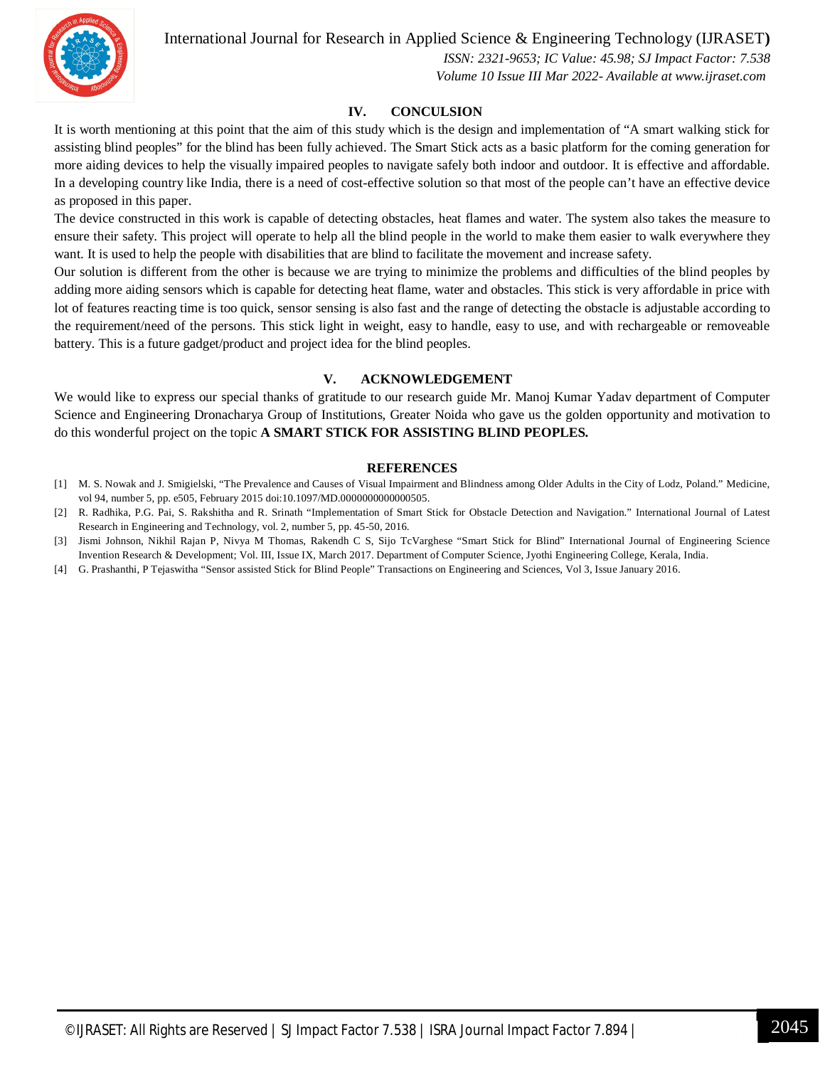## IV. CONCULSION

It is worth mentioning at this point that the aim of this study which is the design and implementation of "A smart walking stick for assisting blind peoples" for the blind has been fully achieved. The Smart Stick acts as a basic platform for the coming generation for more aiding devices to help the visually impaired peoples to navigate safely both indoor and outdoor. It is effective and affordable. In a developing country like India, there is a need of cost-effective solution so that most of the people can't have an effective device as proposed in this paper.

The device constructed in this work is capable of detecting obstacles, heat flames and water. The system also takes the measure to ensure their safety. This project will operate to help all the blind people in the world to make them easier to walk everywhere they want. It is used to help the people with disabilities that are blind to facilitate the movement and increase safety.

Our solution is different from the other is because we are trying to minimize the problems and difficulties of the blind peoples by adding more aiding sensors which is capable for detecting heat flame, water and obstacles. This stick is very affordable in price with lot of features reacting time is too quick, sensor sensing is also fast and the range of detecting the obstacle is adjustable according to the requirement/need of the persons. This stick light in weight, easy to handle, easy to use, and with rechargeable or removeable battery. This is a future gadget/product and project idea for the blind peoples.

## V. ACKNOWLEDGEMENT

We would like to express our special thanks of gratitude to our research guide Mr. Manoj Kumar Yadav department of Computer Science and Engineering Dronacharya Group of Institutions, Greater Noida who gave us the golden opportunity and motivation to do this wonderful project on the topic **A SMART STICK FOR ASSISTING BLIND PEOPLES.**

## REFERENCES

[1] M. S. Nowak and J. Smigielski, "The Prevalence and Causes of Visual Impairment and Blindness among Older Adults in the City of Lodz, Poland." Medicine, vol 94, number 5, pp. e505, February 2015 doi:10.1097/MD.0000000000000505.

[2] R. Radhika, P.G. Pai, S. Rakshitha and R. Srinath "Implementation of Smart Stick for Obstacle Detection and Navigation." International Journal of Latest Research in Engineering and Technology, vol. 2, number 5, pp. 45-50, 2016.

[3] Jismi Johnson, Nikhil Rajan P, Nivya M Thomas, Rakendh C S, Sijo TcVarghese "Smart Stick for Blind" International Journal of Engineering Science Invention Research & Development; Vol. III, Issue IX, March 2017. Department of Computer Science, Jyothi Engineering College, Kerala, India.

[4] G. Prashanthi, P Tejaswitha "Sensor assisted Stick for Blind People" Transactions on Engineering and Sciences, Vol 3, Issue January 2016.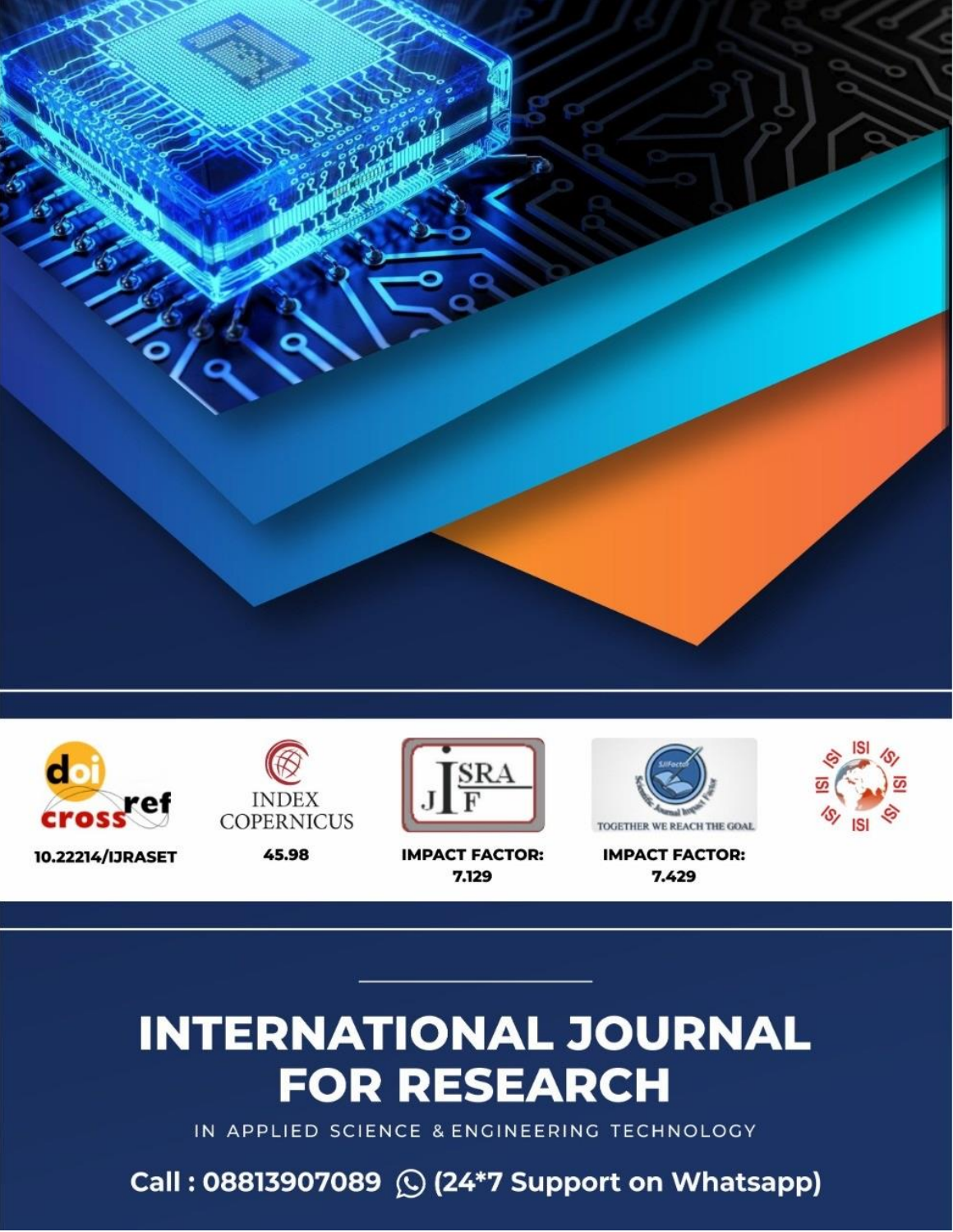10.22214/IJRASET

INDEX COPERNICUS

45.98

IMPACT FACTOR: 7.129

IMPACT FACTOR: 7.429

TOGETHER WE REACH THE GOAL

# INTERNATIONAL JOURNAL FOR RESEARCH

IN APPLIED SCIENCE & ENGINEERING TECHNOLOGY

Call : 08813907089 (24*7 Support on Whatsapp)